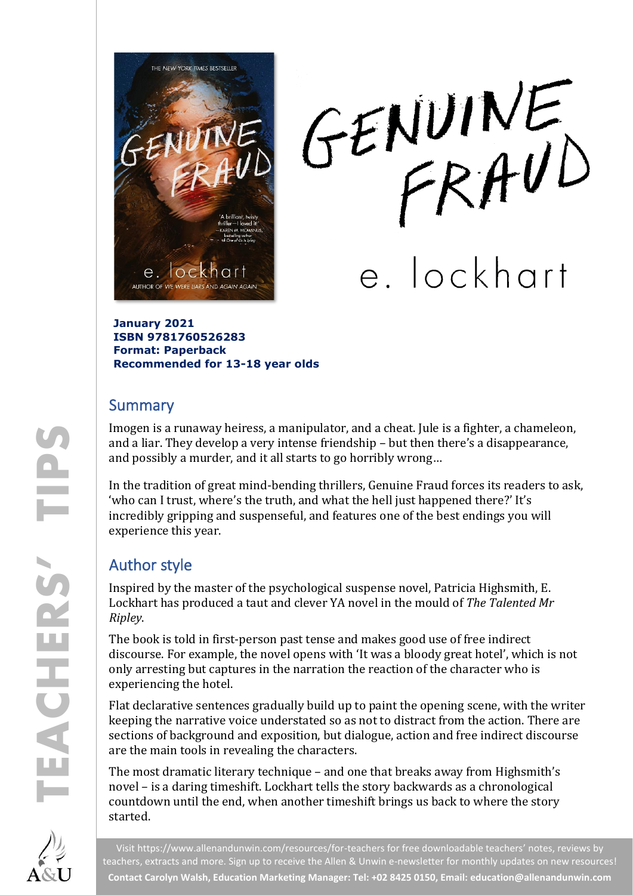# GENUINE FRAUD

e. lockhart

**January 2021**
**ISBN 9781760526283**
**Format: Paperback**
**Recommended for 13-18 year olds**

## Summary

Imogen is a runaway heiress, a manipulator, and a cheat. Jule is a fighter, a chameleon, and a liar. They develop a very intense friendship – but then there's a disappearance, and possibly a murder, and it all starts to go horribly wrong…

In the tradition of great mind-bending thrillers, Genuine Fraud forces its readers to ask, 'who can I trust, where's the truth, and what the hell just happened there?' It's incredibly gripping and suspenseful, and features one of the best endings you will experience this year.

## Author style

Inspired by the master of the psychological suspense novel, Patricia Highsmith, E. Lockhart has produced a taut and clever YA novel in the mould of *The Talented Mr Ripley*.

The book is told in first-person past tense and makes good use of free indirect discourse. For example, the novel opens with 'It was a bloody great hotel', which is not only arresting but captures in the narration the reaction of the character who is experiencing the hotel.

Flat declarative sentences gradually build up to paint the opening scene, with the writer keeping the narrative voice understated so as not to distract from the action. There are sections of background and exposition, but dialogue, action and free indirect discourse are the main tools in revealing the characters.

The most dramatic literary technique – and one that breaks away from Highsmith's novel – is a daring timeshift. Lockhart tells the story backwards as a chronological countdown until the end, when another timeshift brings us back to where the story started.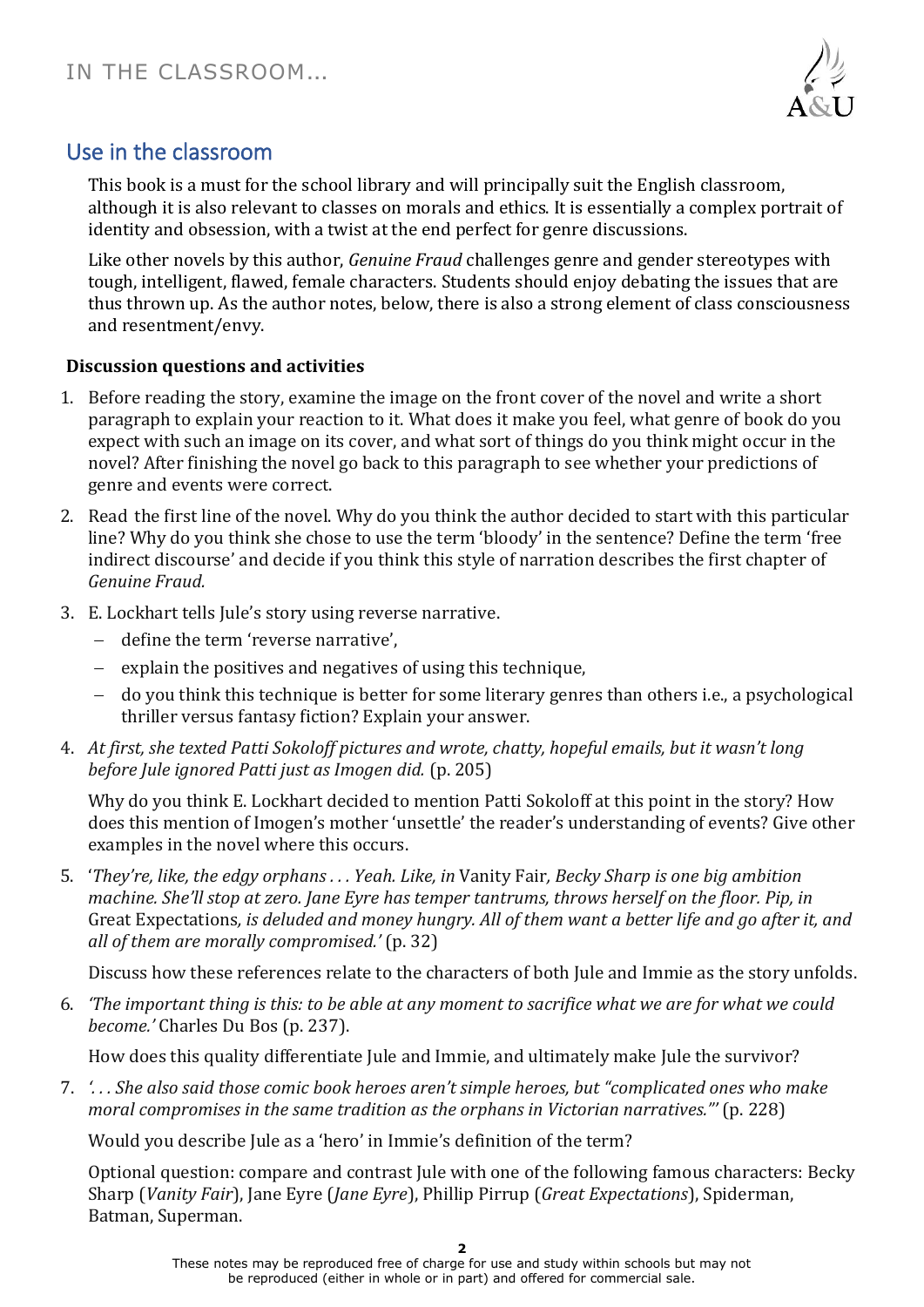## Use in the classroom

This book is a must for the school library and will principally suit the English classroom, although it is also relevant to classes on morals and ethics. It is essentially a complex portrait of identity and obsession, with a twist at the end perfect for genre discussions.

Like other novels by this author, *Genuine Fraud* challenges genre and gender stereotypes with tough, intelligent, flawed, female characters. Students should enjoy debating the issues that are thus thrown up. As the author notes, below, there is also a strong element of class consciousness and resentment/envy.

### Discussion questions and activities

1. Before reading the story, examine the image on the front cover of the novel and write a short paragraph to explain your reaction to it. What does it make you feel, what genre of book do you expect with such an image on its cover, and what sort of things do you think might occur in the novel? After finishing the novel go back to this paragraph to see whether your predictions of genre and events were correct.

2. Read the first line of the novel. Why do you think the author decided to start with this particular line? Why do you think she chose to use the term 'bloody' in the sentence? Define the term 'free indirect discourse' and decide if you think this style of narration describes the first chapter of *Genuine Fraud.*

3. E. Lockhart tells Jule's story using reverse narrative.
   - define the term 'reverse narrative',
   - explain the positives and negatives of using this technique,
   - do you think this technique is better for some literary genres than others i.e., a psychological thriller versus fantasy fiction? Explain your answer.

4. *At first, she texted Patti Sokoloff pictures and wrote, chatty, hopeful emails, but it wasn't long before Jule ignored Patti just as Imogen did.* (p. 205)

   Why do you think E. Lockhart decided to mention Patti Sokoloff at this point in the story? How does this mention of Imogen's mother 'unsettle' the reader's understanding of events? Give other examples in the novel where this occurs.

5. '*They're, like, the edgy orphans . . . Yeah. Like, in* Vanity Fair*, Becky Sharp is one big ambition machine. She'll stop at zero. Jane Eyre has temper tantrums, throws herself on the floor. Pip, in* Great Expectations*, is deluded and money hungry. All of them want a better life and go after it, and all of them are morally compromised.'* (p. 32)

   Discuss how these references relate to the characters of both Jule and Immie as the story unfolds.

6. *'The important thing is this: to be able at any moment to sacrifice what we are for what we could become.'* Charles Du Bos (p. 237).

   How does this quality differentiate Jule and Immie, and ultimately make Jule the survivor?

7. *'. . . She also said those comic book heroes aren't simple heroes, but "complicated ones who make moral compromises in the same tradition as the orphans in Victorian narratives."'* (p. 228)

   Would you describe Jule as a 'hero' in Immie's definition of the term?

   Optional question: compare and contrast Jule with one of the following famous characters: Becky Sharp (*Vanity Fair*), Jane Eyre (*Jane Eyre*), Phillip Pirrup (*Great Expectations*), Spiderman, Batman, Superman.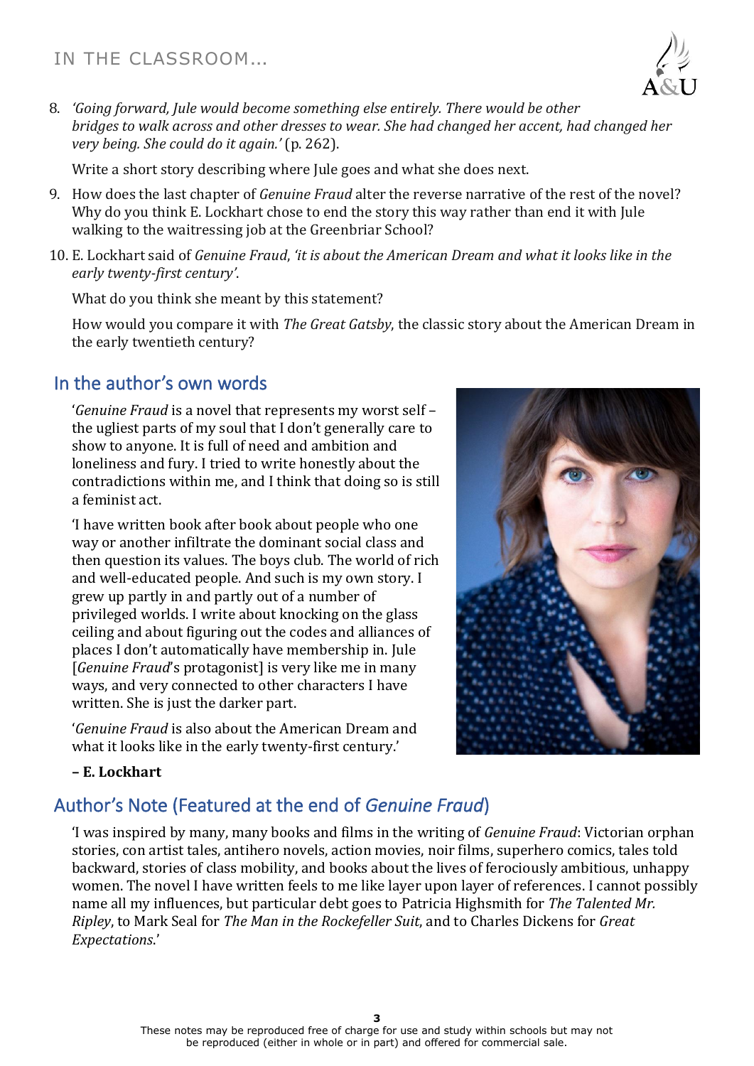8. *'Going forward, Jule would become something else entirely. There would be other bridges to walk across and other dresses to wear. She had changed her accent, had changed her very being. She could do it again.'* (p. 262).

   Write a short story describing where Jule goes and what she does next.

9. How does the last chapter of *Genuine Fraud* alter the reverse narrative of the rest of the novel? Why do you think E. Lockhart chose to end the story this way rather than end it with Jule walking to the waitressing job at the Greenbriar School?

10. E. Lockhart said of *Genuine Fraud*, *'it is about the American Dream and what it looks like in the early twenty-first century'*.

    What do you think she meant by this statement?

    How would you compare it with *The Great Gatsby*, the classic story about the American Dream in the early twentieth century?

## In the author's own words

'*Genuine Fraud* is a novel that represents my worst self – the ugliest parts of my soul that I don't generally care to show to anyone. It is full of need and ambition and loneliness and fury. I tried to write honestly about the contradictions within me, and I think that doing so is still a feminist act.

'I have written book after book about people who one way or another infiltrate the dominant social class and then question its values. The boys club. The world of rich and well-educated people. And such is my own story. I grew up partly in and partly out of a number of privileged worlds. I write about knocking on the glass ceiling and about figuring out the codes and alliances of places I don't automatically have membership in. Jule [*Genuine Fraud*'s protagonist] is very like me in many ways, and very connected to other characters I have written. She is just the darker part.

'*Genuine Fraud* is also about the American Dream and what it looks like in the early twenty-first century.'

**– E. Lockhart**

## Author's Note (Featured at the end of *Genuine Fraud*)

'I was inspired by many, many books and films in the writing of *Genuine Fraud*: Victorian orphan stories, con artist tales, antihero novels, action movies, noir films, superhero comics, tales told backward, stories of class mobility, and books about the lives of ferociously ambitious, unhappy women. The novel I have written feels to me like layer upon layer of references. I cannot possibly name all my influences, but particular debt goes to Patricia Highsmith for *The Talented Mr. Ripley*, to Mark Seal for *The Man in the Rockefeller Suit*, and to Charles Dickens for *Great Expectations*.'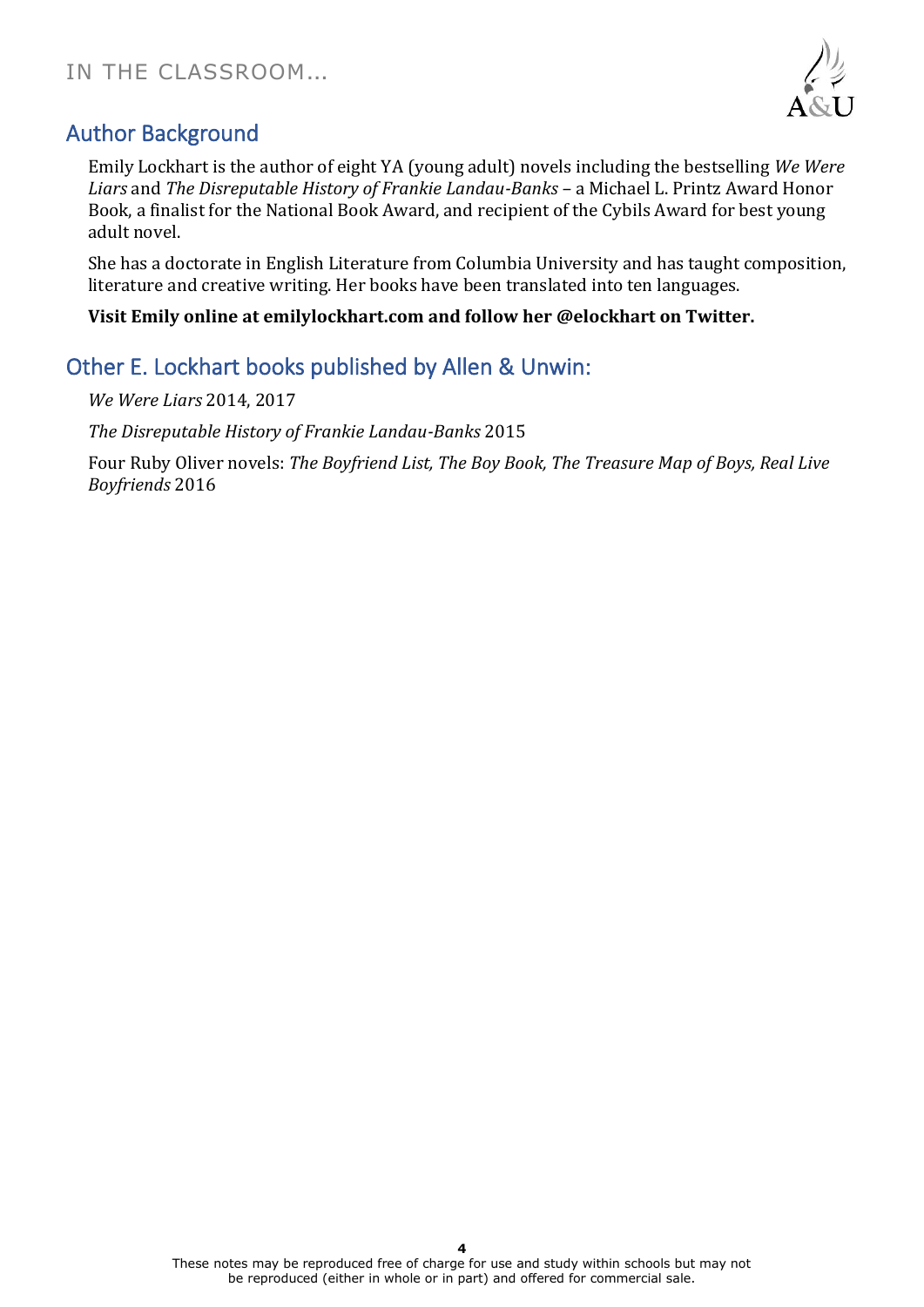## Author Background

Emily Lockhart is the author of eight YA (young adult) novels including the bestselling *We Were Liars* and *The Disreputable History of Frankie Landau-Banks* – a Michael L. Printz Award Honor Book, a finalist for the National Book Award, and recipient of the Cybils Award for best young adult novel.

She has a doctorate in English Literature from Columbia University and has taught composition, literature and creative writing. Her books have been translated into ten languages.

**Visit Emily online at emilylockhart.com and follow her @elockhart on Twitter.**

## Other E. Lockhart books published by Allen & Unwin:

*We Were Liars* 2014, 2017

*The Disreputable History of Frankie Landau-Banks* 2015

Four Ruby Oliver novels: *The Boyfriend List, The Boy Book, The Treasure Map of Boys, Real Live Boyfriends* 2016

These notes may be reproduced free of charge for use and study within schools but may not be reproduced (either in whole or in part) and offered for commercial sale.